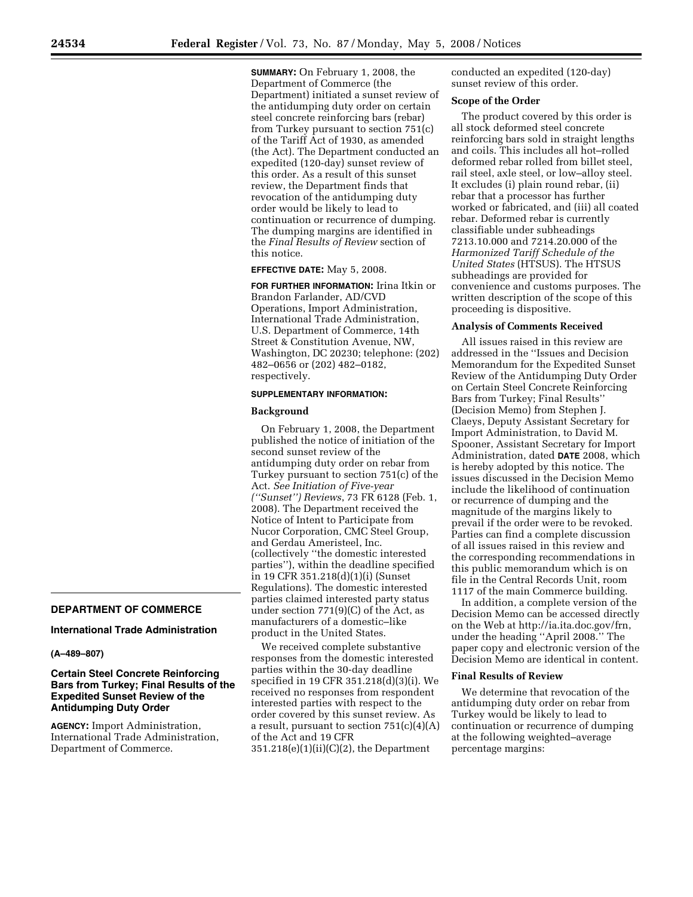**DEPARTMENT OF COMMERCE**

**International Trade Administration**

**(A–489–807)**

## Certain Steel Concrete Reinforcing Bars from Turkey; Final Results of the Expedited Sunset Review of the Antidumping Duty Order

**AGENCY:** Import Administration, International Trade Administration, Department of Commerce.

**SUMMARY:** On February 1, 2008, the Department of Commerce (the Department) initiated a sunset review of the antidumping duty order on certain steel concrete reinforcing bars (rebar) from Turkey pursuant to section 751(c) of the Tariff Act of 1930, as amended (the Act). The Department conducted an expedited (120-day) sunset review of this order. As a result of this sunset review, the Department finds that revocation of the antidumping duty order would be likely to lead to continuation or recurrence of dumping. The dumping margins are identified in the *Final Results of Review* section of this notice.

**EFFECTIVE DATE:** May 5, 2008.

**FOR FURTHER INFORMATION:** Irina Itkin or Brandon Farlander, AD/CVD Operations, Import Administration, International Trade Administration, U.S. Department of Commerce, 14th Street & Constitution Avenue, NW, Washington, DC 20230; telephone: (202) 482–0656 or (202) 482–0182, respectively.

**SUPPLEMENTARY INFORMATION:**

### Background

On February 1, 2008, the Department published the notice of initiation of the second sunset review of the antidumping duty order on rebar from Turkey pursuant to section 751(c) of the Act. *See Initiation of Five-year (''Sunset'') Reviews*, 73 FR 6128 (Feb. 1, 2008). The Department received the Notice of Intent to Participate from Nucor Corporation, CMC Steel Group, and Gerdau Ameristeel, Inc. (collectively ''the domestic interested parties''), within the deadline specified in 19 CFR 351.218(d)(1)(i) (Sunset Regulations). The domestic interested parties claimed interested party status under section 771(9)(C) of the Act, as manufacturers of a domestic–like product in the United States.

We received complete substantive responses from the domestic interested parties within the 30-day deadline specified in 19 CFR 351.218(d)(3)(i). We received no responses from respondent interested parties with respect to the order covered by this sunset review. As a result, pursuant to section 751(c)(4)(A) of the Act and 19 CFR 351.218(e)(1)(ii)(C)(2), the Department conducted an expedited (120-day) sunset review of this order.

### Scope of the Order

The product covered by this order is all stock deformed steel concrete reinforcing bars sold in straight lengths and coils. This includes all hot–rolled deformed rebar rolled from billet steel, rail steel, axle steel, or low–alloy steel. It excludes (i) plain round rebar, (ii) rebar that a processor has further worked or fabricated, and (iii) all coated rebar. Deformed rebar is currently classifiable under subheadings 7213.10.000 and 7214.20.000 of the *Harmonized Tariff Schedule of the United States* (HTSUS). The HTSUS subheadings are provided for convenience and customs purposes. The written description of the scope of this proceeding is dispositive.

### Analysis of Comments Received

All issues raised in this review are addressed in the ''Issues and Decision Memorandum for the Expedited Sunset Review of the Antidumping Duty Order on Certain Steel Concrete Reinforcing Bars from Turkey; Final Results'' (Decision Memo) from Stephen J. Claeys, Deputy Assistant Secretary for Import Administration, to David M. Spooner, Assistant Secretary for Import Administration, dated **DATE** 2008, which is hereby adopted by this notice. The issues discussed in the Decision Memo include the likelihood of continuation or recurrence of dumping and the magnitude of the margins likely to prevail if the order were to be revoked. Parties can find a complete discussion of all issues raised in this review and the corresponding recommendations in this public memorandum which is on file in the Central Records Unit, room 1117 of the main Commerce building.

In addition, a complete version of the Decision Memo can be accessed directly on the Web at http://ia.ita.doc.gov/frn, under the heading ''April 2008.'' The paper copy and electronic version of the Decision Memo are identical in content.

### Final Results of Review

We determine that revocation of the antidumping duty order on rebar from Turkey would be likely to lead to continuation or recurrence of dumping at the following weighted–average percentage margins: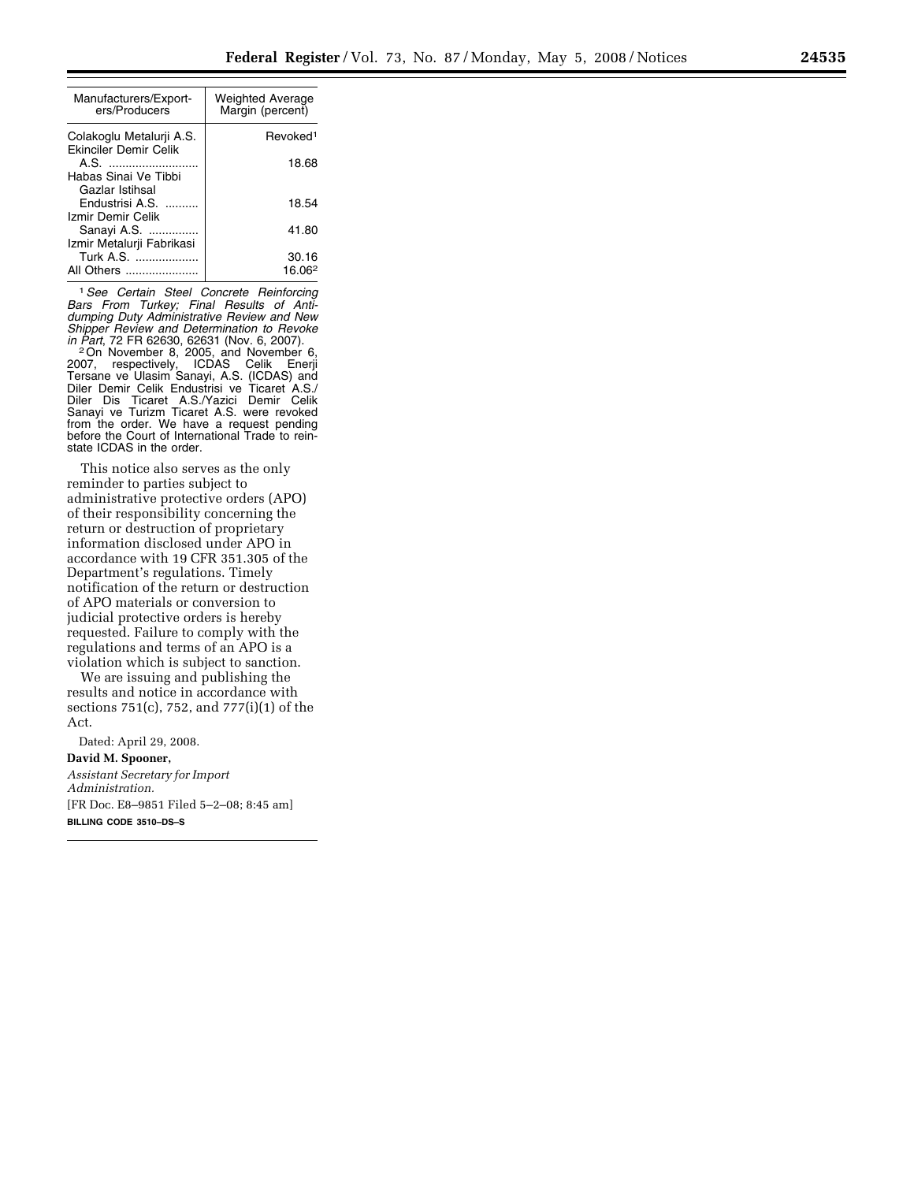| Manufacturers/Exporters/Producers | Weighted Average Margin (percent) |
|---|---|
| Colakoglu Metalurji A.S. | Revoked[1] |
| Ekinciler Demir Celik A.S. | 18.68 |
| Habas Sinai Ve Tibbi Gazlar Istihsal Endustrisi A.S. | 18.54 |
| Izmir Demir Celik Sanayi A.S. | 41.80 |
| Izmir Metalurji Fabrikasi Turk A.S. | 30.16 |
| All Others | 16.06[2] |

[1] *See Certain Steel Concrete Reinforcing Bars From Turkey; Final Results of Antidumping Duty Administrative Review and New Shipper Review and Determination to Revoke in Part*, 72 FR 62630, 62631 (Nov. 6, 2007).

[2] On November 8, 2005, and November 6, 2007, respectively, ICDAS Celik Enerji Tersane ve Ulasim Sanayi, A.S. (ICDAS) and Diler Demir Celik Endustrisi ve Ticaret A.S./Diler Dis Ticaret A.S./Yazici Demir Celik Sanayi ve Turizm Ticaret A.S. were revoked from the order. We have a request pending before the Court of International Trade to reinstate ICDAS in the order.

This notice also serves as the only reminder to parties subject to administrative protective orders (APO) of their responsibility concerning the return or destruction of proprietary information disclosed under APO in accordance with 19 CFR 351.305 of the Department's regulations. Timely notification of the return or destruction of APO materials or conversion to judicial protective orders is hereby requested. Failure to comply with the regulations and terms of an APO is a violation which is subject to sanction.

We are issuing and publishing the results and notice in accordance with sections 751(c), 752, and 777(i)(1) of the Act.

Dated: April 29, 2008.

**David M. Spooner,**

*Assistant Secretary for Import Administration.*

[FR Doc. E8–9851 Filed 5–2–08; 8:45 am]

**BILLING CODE 3510–DS–S**